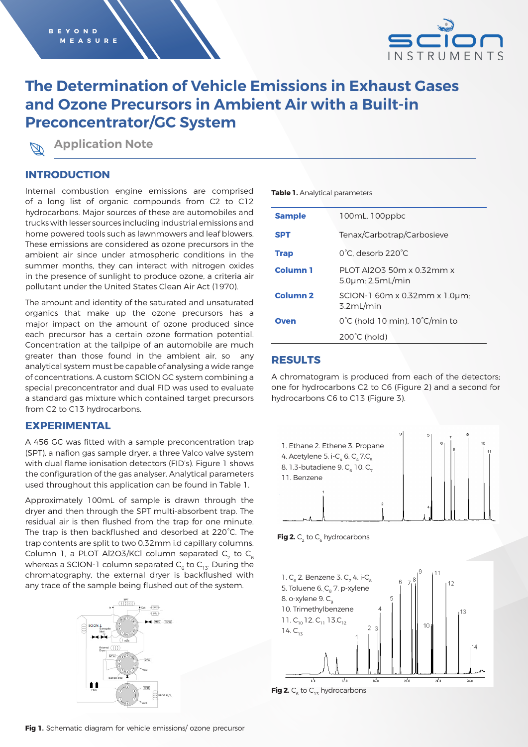# The Determination of Vehicle Emissions in Exhaust Gases and Ozone Precursors in Ambient Air with a Built-in Preconcentrator/GC System

Application Note

## INTRODUCTION

Internal combustion engine emissions are comprised of a long list of organic compounds from C2 to C12 hydrocarbons. Major sources of these are automobiles and trucks with lesser sources including industrial emissions and home powered tools such as lawnmowers and leaf blowers. These emissions are considered as ozone precursors in the ambient air since under atmospheric conditions in the summer months, they can interact with nitrogen oxides in the presence of sunlight to produce ozone, a criteria air pollutant under the United States Clean Air Act (1970).

The amount and identity of the saturated and unsaturated organics that make up the ozone precursors has a major impact on the amount of ozone produced since each precursor has a certain ozone formation potential. Concentration at the tailpipe of an automobile are much greater than those found in the ambient air, so any analytical system must be capable of analysing a wide range of concentrations. A custom SCION GC system combining a special preconcentrator and dual FID was used to evaluate a standard gas mixture which contained target precursors from C2 to C13 hydrocarbons.

## EXPERIMENTAL

A 456 GC was fitted with a sample preconcentration trap (SPT), a nafion gas sample dryer, a three Valco valve system with dual flame ionisation detectors (FID's). Figure 1 shows the configuration of the gas analyser. Analytical parameters used throughout this application can be found in Table 1.

Approximately 100mL of sample is drawn through the dryer and then through the SPT multi-absorbent trap. The residual air is then flushed from the trap for one minute. The trap is then backflushed and desorbed at 220˚C. The trap contents are split to two 0.32mm i.d capillary columns. Column 1, a PLOT Al2O3/KCl column separated $C_2$ to $C_6$ whereas a SCION-1 column separated $C_6$ to $C_{13}$. During the chromatography, the external dryer is backflushed with any trace of the sample being flushed out of the system.

**Fig 1.** Schematic diagram for vehicle emissions/ ozone precursor

**Table 1.** Analytical parameters

| | |
|---|---|
| **Sample** | 100mL, 100ppbc |
| **SPT** | Tenax/Carbotrap/Carbosieve |
| **Trap** | 0˚C, desorb 220˚C |
| **Column 1** | PLOT Al2O3 50m x 0.32mm x 5.0µm; 2.5mL/min |
| **Column 2** | SCION-1 60m x 0.32mm x 1.0µm; 3.2mL/min |
| **Oven** | 0˚C (hold 10 min), 10˚C/min to 200˚C (hold) |

## RESULTS

A chromatogram is produced from each of the detectors; one for hydrocarbons C2 to C6 (Figure 2) and a second for hydrocarbons C6 to C13 (Figure 3).

1. Ethane 2. Ethene 3. Propane 4. Acetylene 5. i-$C_4$ 6. $C_4$ 7. $C_5$ 8. 1,3-butadiene 9. $C_6$ 10. $C_7$ 11. Benzene

**Fig 2.** $C_2$ to $C_6$ hydrocarbons

1. $C_6$ 2. Benzene 3. $C_7$ 4. i-$C_8$ 5. Toluene 6. $C_8$ 7. p-xylene 8. o-xylene 9. $C_9$ 10. Trimethylbenzene 11. $C_{10}$ 12. $C_{11}$ 13. $C_{12}$ 14. $C_{13}$

**Fig 2.** $C_6$ to $C_{13}$ hydrocarbons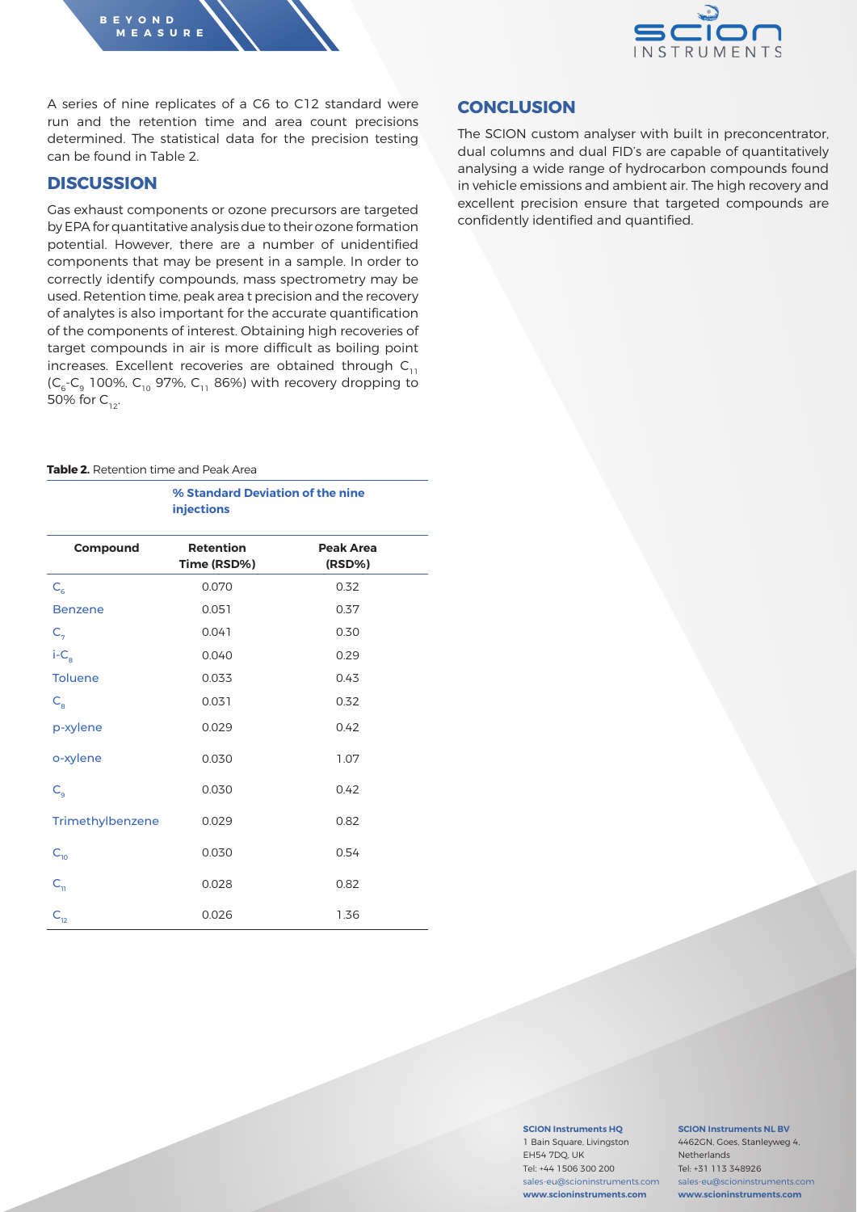A series of nine replicates of a C6 to C12 standard were run and the retention time and area count precisions determined. The statistical data for the precision testing can be found in Table 2.

## DISCUSSION

Gas exhaust components or ozone precursors are targeted by EPA for quantitative analysis due to their ozone formation potential. However, there are a number of unidentified components that may be present in a sample. In order to correctly identify compounds, mass spectrometry may be used. Retention time, peak area t precision and the recovery of analytes is also important for the accurate quantification of the components of interest. Obtaining high recoveries of target compounds in air is more difficult as boiling point increases. Excellent recoveries are obtained through $C_{11}$ ($C_6$-$C_9$ 100%, $C_{10}$ 97%, $C_{11}$ 86%) with recovery dropping to 50% for $C_{12}$.

**Table 2.** Retention time and Peak Area

| | % Standard Deviation of the nine injections | |
|---|---|---|
| **Compound** | **Retention Time (RSD%)** | **Peak Area (RSD%)** |
| $C_6$ | 0.070 | 0.32 |
| Benzene | 0.051 | 0.37 |
| $C_7$ | 0.041 | 0.30 |
| i-$C_8$ | 0.040 | 0.29 |
| Toluene | 0.033 | 0.43 |
| $C_8$ | 0.031 | 0.32 |
| p-xylene | 0.029 | 0.42 |
| o-xylene | 0.030 | 1.07 |
| $C_9$ | 0.030 | 0.42 |
| Trimethylbenzene | 0.029 | 0.82 |
| $C_{10}$ | 0.030 | 0.54 |
| $C_{11}$ | 0.028 | 0.82 |
| $C_{12}$ | 0.026 | 1.36 |

## CONCLUSION

The SCION custom analyser with built in preconcentrator, dual columns and dual FID's are capable of quantitatively analysing a wide range of hydrocarbon compounds found in vehicle emissions and ambient air. The high recovery and excellent precision ensure that targeted compounds are confidently identified and quantified.

**SCION Instruments HQ**
1 Bain Square, Livingston
EH54 7DQ, UK
Tel: +44 1506 300 200
sales-eu@scioninstruments.com
**www.scioninstruments.com**

**SCION Instruments NL BV**
4462GN, Goes, Stanleyweg 4,
Netherlands
Tel: +31 113 348926
sales-eu@scioninstruments.com
**www.scioninstruments.com**